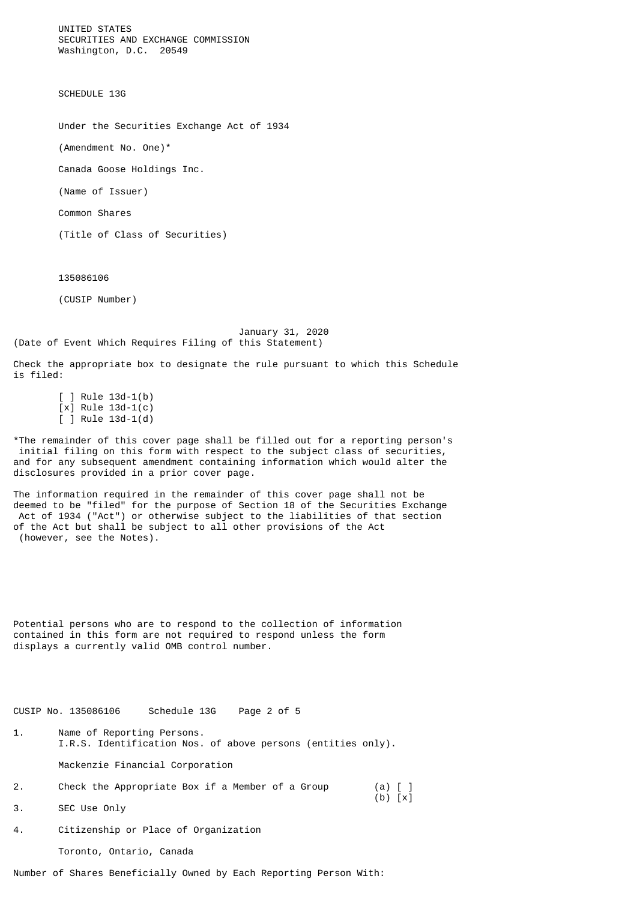UNITED STATES
SECURITIES AND EXCHANGE COMMISSION
Washington, D.C. 20549

SCHEDULE 13G

Under the Securities Exchange Act of 1934

(Amendment No. One)*

Canada Goose Holdings Inc.

(Name of Issuer)

Common Shares

(Title of Class of Securities)

135086106

(CUSIP Number)

January 31, 2020
(Date of Event Which Requires Filing of this Statement)

Check the appropriate box to designate the rule pursuant to which this Schedule is filed:

[ ] Rule 13d-1(b)
[x] Rule 13d-1(c)
[ ] Rule 13d-1(d)

*The remainder of this cover page shall be filled out for a reporting person's initial filing on this form with respect to the subject class of securities, and for any subsequent amendment containing information which would alter the disclosures provided in a prior cover page.

The information required in the remainder of this cover page shall not be deemed to be "filed" for the purpose of Section 18 of the Securities Exchange Act of 1934 ("Act") or otherwise subject to the liabilities of that section of the Act but shall be subject to all other provisions of the Act (however, see the Notes).

Potential persons who are to respond to the collection of information contained in this form are not required to respond unless the form displays a currently valid OMB control number.

CUSIP No. 135086106 Schedule 13G

1. Name of Reporting Persons.
I.R.S. Identification Nos. of above persons (entities only).

Mackenzie Financial Corporation

2. Check the Appropriate Box if a Member of a Group (a) [ ] (b) [x]

3. SEC Use Only

4. Citizenship or Place of Organization

Toronto, Ontario, Canada

Number of Shares Beneficially Owned by Each Reporting Person With: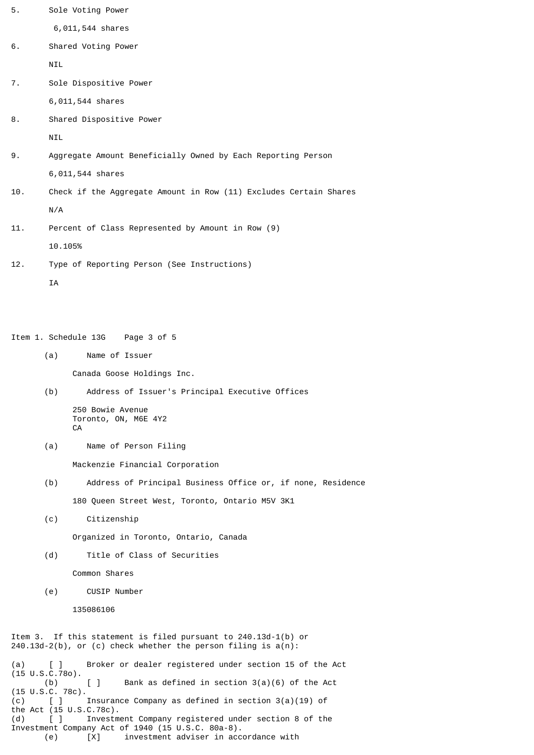5. Sole Voting Power

   6,011,544 shares

6. Shared Voting Power

   NIL

7. Sole Dispositive Power

   6,011,544 shares

8. Shared Dispositive Power

   NIL

9. Aggregate Amount Beneficially Owned by Each Reporting Person

   6,011,544 shares

10. Check if the Aggregate Amount in Row (11) Excludes Certain Shares

    N/A

11. Percent of Class Represented by Amount in Row (9)

    10.105%

12. Type of Reporting Person (See Instructions)

    IA

Item 1. Schedule 13G

(a) Name of Issuer

Canada Goose Holdings Inc.

(b) Address of Issuer's Principal Executive Offices

250 Bowie Avenue
Toronto, ON, M6E 4Y2
CA

(a) Name of Person Filing

Mackenzie Financial Corporation

(b) Address of Principal Business Office or, if none, Residence

180 Queen Street West, Toronto, Ontario M5V 3K1

(c) Citizenship

Organized in Toronto, Ontario, Canada

(d) Title of Class of Securities

Common Shares

(e) CUSIP Number

135086106

Item 3. If this statement is filed pursuant to 240.13d-1(b) or 240.13d-2(b), or (c) check whether the person filing is a(n):

(a) [ ] Broker or dealer registered under section 15 of the Act (15 U.S.C.78o).
(b) [ ] Bank as defined in section 3(a)(6) of the Act (15 U.S.C. 78c).
(c) [ ] Insurance Company as defined in section 3(a)(19) of the Act (15 U.S.C.78c).
(d) [ ] Investment Company registered under section 8 of the Investment Company Act of 1940 (15 U.S.C. 80a-8).
(e) [X] investment adviser in accordance with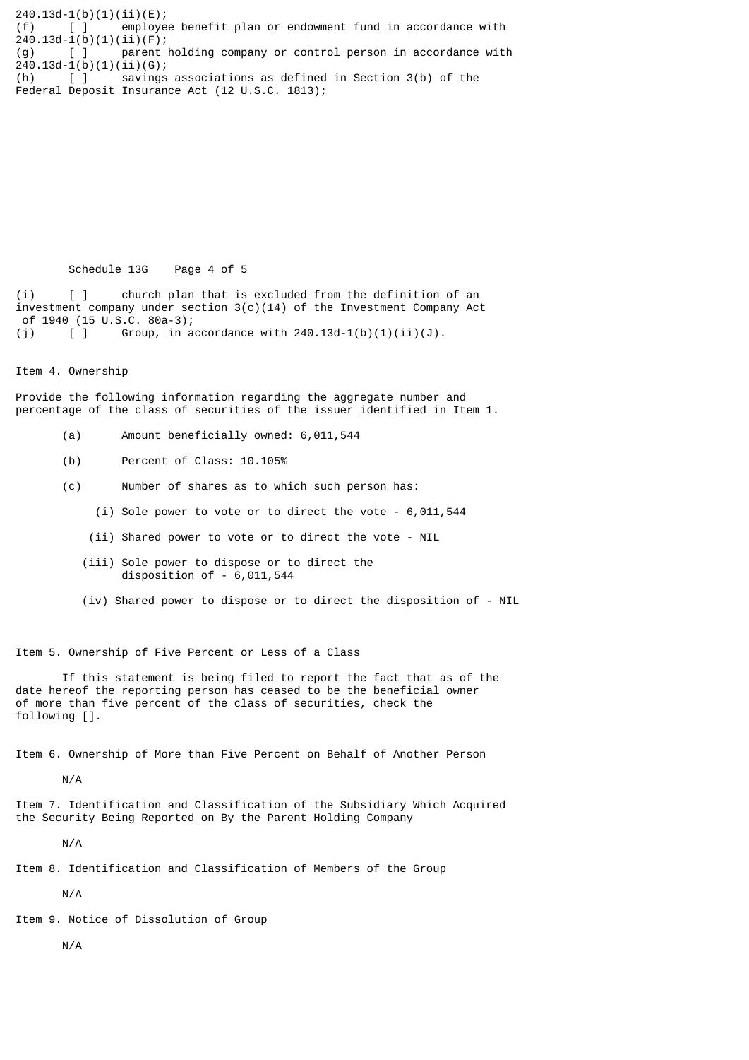240.13d-1(b)(1)(ii)(E);

(f) [ ] employee benefit plan or endowment fund in accordance with 240.13d-1(b)(1)(ii)(F);

(g) [ ] parent holding company or control person in accordance with 240.13d-1(b)(1)(ii)(G);

(h) [ ] savings associations as defined in Section 3(b) of the Federal Deposit Insurance Act (12 U.S.C. 1813);

(i) [ ] church plan that is excluded from the definition of an investment company under section 3(c)(14) of the Investment Company Act of 1940 (15 U.S.C. 80a-3);

(j) [ ] Group, in accordance with 240.13d-1(b)(1)(ii)(J).

Item 4. Ownership

Provide the following information regarding the aggregate number and percentage of the class of securities of the issuer identified in Item 1.

(a) Amount beneficially owned: 6,011,544

(b) Percent of Class: 10.105%

(c) Number of shares as to which such person has:

(i) Sole power to vote or to direct the vote - 6,011,544

(ii) Shared power to vote or to direct the vote - NIL

(iii) Sole power to dispose or to direct the disposition of - 6,011,544

(iv) Shared power to dispose or to direct the disposition of - NIL

Item 5. Ownership of Five Percent or Less of a Class

If this statement is being filed to report the fact that as of the date hereof the reporting person has ceased to be the beneficial owner of more than five percent of the class of securities, check the following [].

Item 6. Ownership of More than Five Percent on Behalf of Another Person

N/A

Item 7. Identification and Classification of the Subsidiary Which Acquired the Security Being Reported on By the Parent Holding Company

N/A

Item 8. Identification and Classification of Members of the Group

N/A

Item 9. Notice of Dissolution of Group

N/A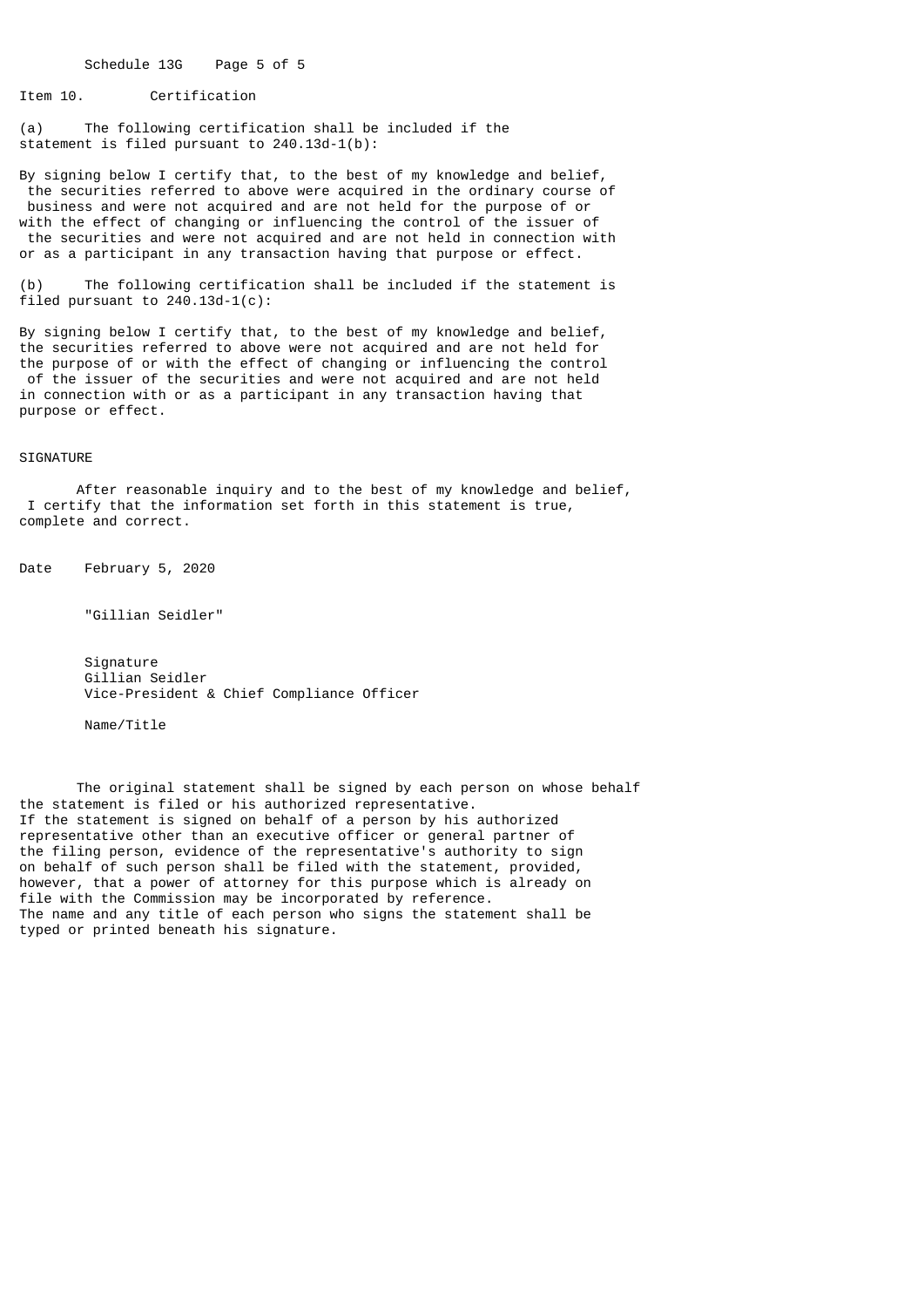Schedule 13G Page 5 of 5

Item 10. Certification

(a) The following certification shall be included if the statement is filed pursuant to 240.13d-1(b):

By signing below I certify that, to the best of my knowledge and belief, the securities referred to above were acquired in the ordinary course of business and were not acquired and are not held for the purpose of or with the effect of changing or influencing the control of the issuer of the securities and were not acquired and are not held in connection with or as a participant in any transaction having that purpose or effect.

(b) The following certification shall be included if the statement is filed pursuant to 240.13d-1(c):

By signing below I certify that, to the best of my knowledge and belief, the securities referred to above were not acquired and are not held for the purpose of or with the effect of changing or influencing the control of the issuer of the securities and were not acquired and are not held in connection with or as a participant in any transaction having that purpose or effect.

SIGNATURE

After reasonable inquiry and to the best of my knowledge and belief, I certify that the information set forth in this statement is true, complete and correct.

Date February 5, 2020

"Gillian Seidler"

Signature
Gillian Seidler
Vice-President & Chief Compliance Officer

Name/Title

The original statement shall be signed by each person on whose behalf the statement is filed or his authorized representative. If the statement is signed on behalf of a person by his authorized representative other than an executive officer or general partner of the filing person, evidence of the representative's authority to sign on behalf of such person shall be filed with the statement, provided, however, that a power of attorney for this purpose which is already on file with the Commission may be incorporated by reference. The name and any title of each person who signs the statement shall be typed or printed beneath his signature.